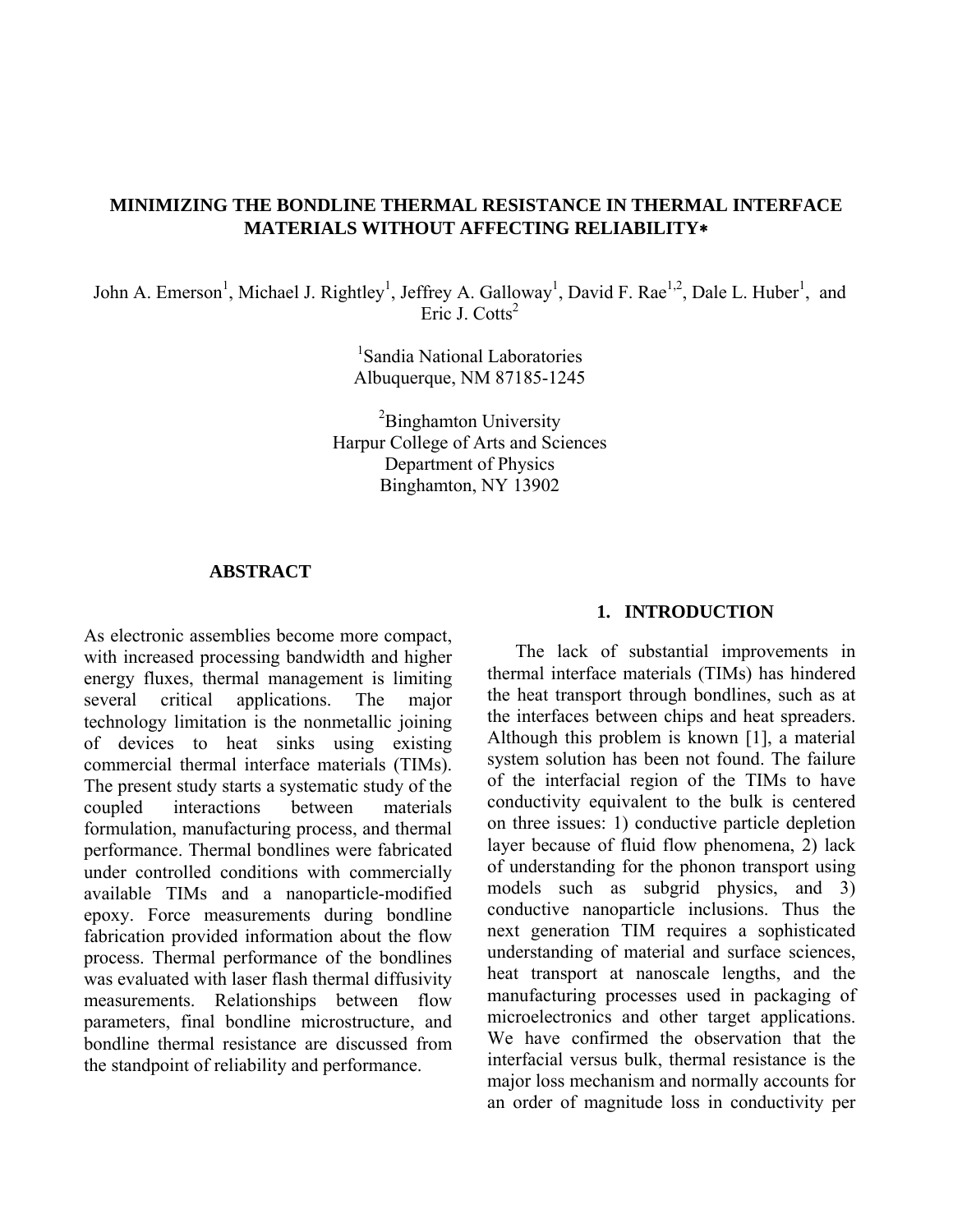# MINIMIZING THE BONDLINE THERMAL RESISTANCE IN THERMAL INTERFACE MATERIALS WITHOUT AFFECTING RELIABILITY*

John A. Emerson[1], Michael J. Rightley[1], Jeffrey A. Galloway[1], David F. Rae[1,2], Dale L. Huber[1], and Eric J. Cotts[2]

[1]Sandia National Laboratories
Albuquerque, NM 87185-1245

[2]Binghamton University
Harpur College of Arts and Sciences
Department of Physics
Binghamton, NY 13902

## ABSTRACT

As electronic assemblies become more compact, with increased processing bandwidth and higher energy fluxes, thermal management is limiting several critical applications. The major technology limitation is the nonmetallic joining of devices to heat sinks using existing commercial thermal interface materials (TIMs). The present study starts a systematic study of the coupled interactions between materials formulation, manufacturing process, and thermal performance. Thermal bondlines were fabricated under controlled conditions with commercially available TIMs and a nanoparticle-modified epoxy. Force measurements during bondline fabrication provided information about the flow process. Thermal performance of the bondlines was evaluated with laser flash thermal diffusivity measurements. Relationships between flow parameters, final bondline microstructure, and bondline thermal resistance are discussed from the standpoint of reliability and performance.

## 1. INTRODUCTION

The lack of substantial improvements in thermal interface materials (TIMs) has hindered the heat transport through bondlines, such as at the interfaces between chips and heat spreaders. Although this problem is known [1], a material system solution has been not found. The failure of the interfacial region of the TIMs to have conductivity equivalent to the bulk is centered on three issues: 1) conductive particle depletion layer because of fluid flow phenomena, 2) lack of understanding for the phonon transport using models such as subgrid physics, and 3) conductive nanoparticle inclusions. Thus the next generation TIM requires a sophisticated understanding of material and surface sciences, heat transport at nanoscale lengths, and the manufacturing processes used in packaging of microelectronics and other target applications. We have confirmed the observation that the interfacial versus bulk, thermal resistance is the major loss mechanism and normally accounts for an order of magnitude loss in conductivity per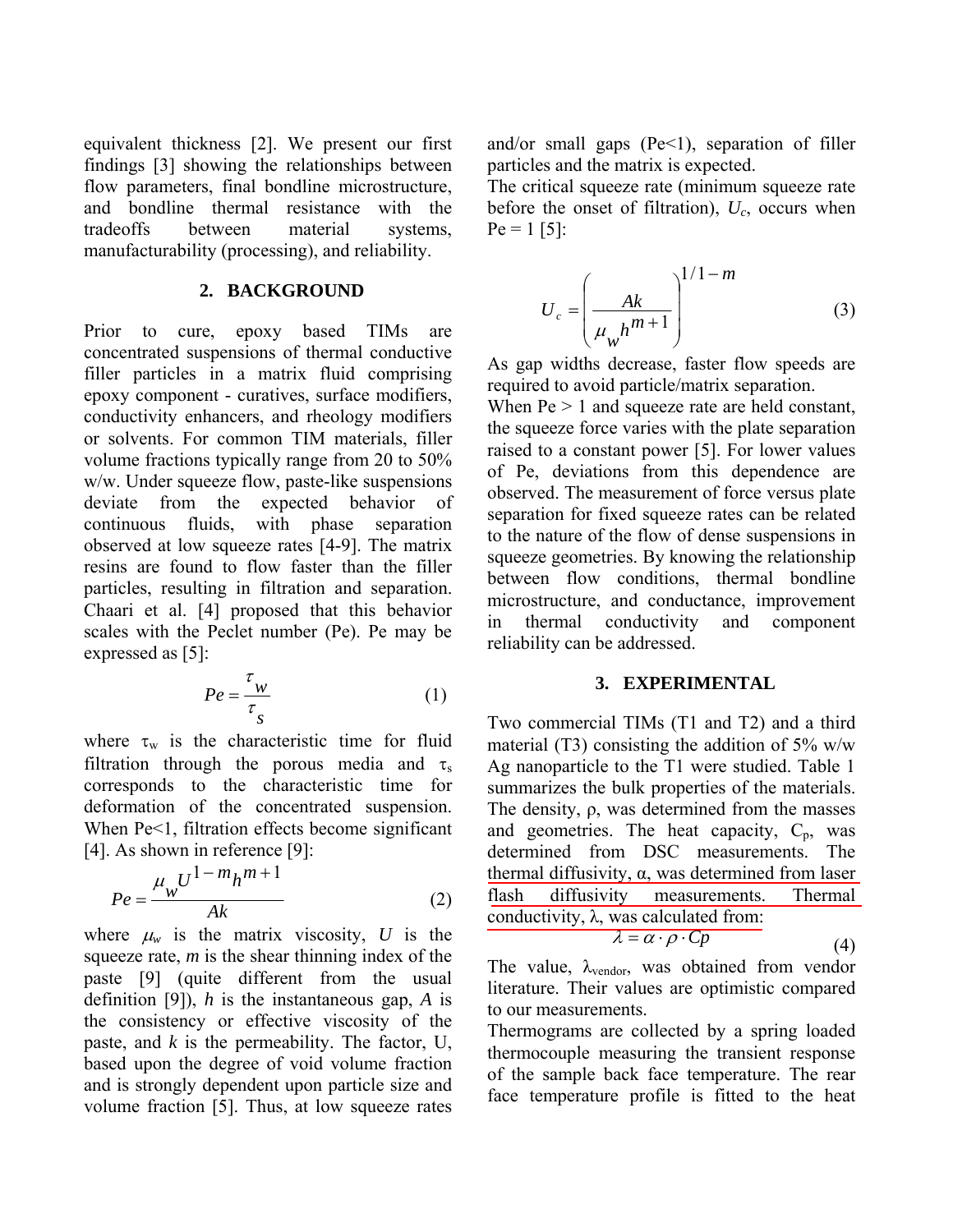equivalent thickness [2]. We present our first findings [3] showing the relationships between flow parameters, final bondline microstructure, and bondline thermal resistance with the tradeoffs between material systems, manufacturability (processing), and reliability.

## 2. BACKGROUND

Prior to cure, epoxy based TIMs are concentrated suspensions of thermal conductive filler particles in a matrix fluid comprising epoxy component - curatives, surface modifiers, conductivity enhancers, and rheology modifiers or solvents. For common TIM materials, filler volume fractions typically range from 20 to 50% w/w. Under squeeze flow, paste-like suspensions deviate from the expected behavior of continuous fluids, with phase separation observed at low squeeze rates [4-9]. The matrix resins are found to flow faster than the filler particles, resulting in filtration and separation. Chaari et al. [4] proposed that this behavior scales with the Peclet number (Pe). Pe may be expressed as [5]:

$$Pe = \frac{\tau_w}{\tau_s} \tag{1}$$

where $\tau_w$ is the characteristic time for fluid filtration through the porous media and $\tau_s$ corresponds to the characteristic time for deformation of the concentrated suspension. When Pe<1, filtration effects become significant [4]. As shown in reference [9]:

$$Pe = \frac{\mu_w U^{1-m} h^{m+1}}{Ak} \tag{2}$$

where $\mu_w$ is the matrix viscosity, $U$ is the squeeze rate, $m$ is the shear thinning index of the paste [9] (quite different from the usual definition [9]), $h$ is the instantaneous gap, $A$ is the consistency or effective viscosity of the paste, and $k$ is the permeability. The factor, U, based upon the degree of void volume fraction and is strongly dependent upon particle size and volume fraction [5]. Thus, at low squeeze rates and/or small gaps (Pe<1), separation of filler particles and the matrix is expected.

The critical squeeze rate (minimum squeeze rate before the onset of filtration), $U_c$, occurs when Pe = 1 [5]:

$$U_c = \left( \frac{Ak}{\mu_w h^{m+1}} \right)^{1/1-m} \tag{3}$$

As gap widths decrease, faster flow speeds are required to avoid particle/matrix separation.

When Pe > 1 and squeeze rate are held constant, the squeeze force varies with the plate separation raised to a constant power [5]. For lower values of Pe, deviations from this dependence are observed. The measurement of force versus plate separation for fixed squeeze rates can be related to the nature of the flow of dense suspensions in squeeze geometries. By knowing the relationship between flow conditions, thermal bondline microstructure, and conductance, improvement in thermal conductivity and component reliability can be addressed.

## 3. EXPERIMENTAL

Two commercial TIMs (T1 and T2) and a third material (T3) consisting the addition of 5% w/w Ag nanoparticle to the T1 were studied. Table 1 summarizes the bulk properties of the materials. The density, ρ, was determined from the masses and geometries. The heat capacity, $C_p$, was determined from DSC measurements. The thermal diffusivity, α, was determined from laser flash diffusivity measurements. Thermal conductivity, λ, was calculated from:

$$\lambda = \alpha \cdot \rho \cdot Cp \tag{4}$$

The value, $\lambda_{vendor}$, was obtained from vendor literature. Their values are optimistic compared to our measurements.

Thermograms are collected by a spring loaded thermocouple measuring the transient response of the sample back face temperature. The rear face temperature profile is fitted to the heat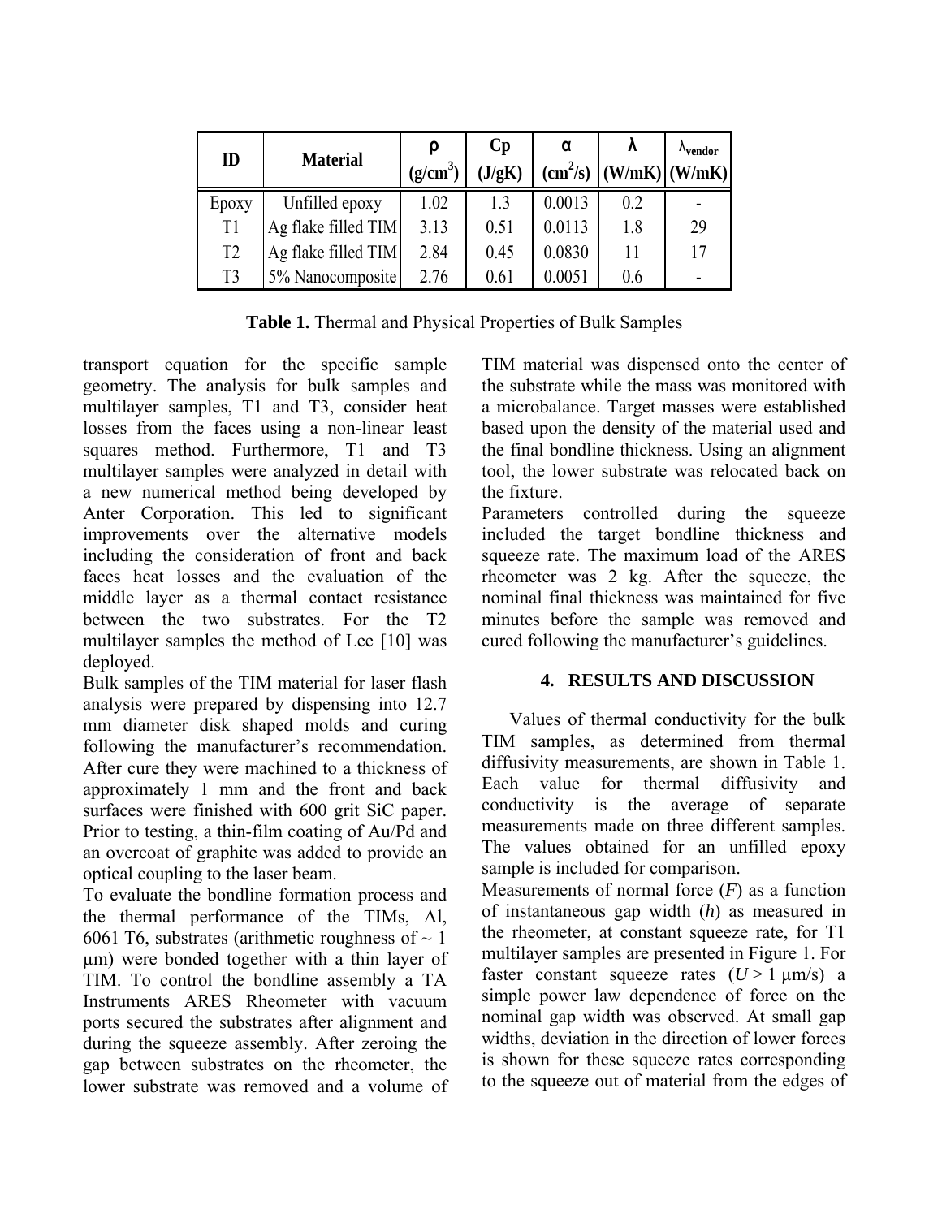| ID | Material | ρ $(g/cm^3)$ | Cp (J/gK) | α $(cm^2/s)$ | λ (W/mK) | $λ_{vendor}$ (W/mK) |
|---|---|---|---|---|---|---|
| Epoxy | Unfilled epoxy | 1.02 | 1.3 | 0.0013 | 0.2 | - |
| T1 | Ag flake filled TIM | 3.13 | 0.51 | 0.0113 | 1.8 | 29 |
| T2 | Ag flake filled TIM | 2.84 | 0.45 | 0.0830 | 11 | 17 |
| T3 | 5% Nanocomposite | 2.76 | 0.61 | 0.0051 | 0.6 | - |

**Table 1.** Thermal and Physical Properties of Bulk Samples

transport equation for the specific sample geometry. The analysis for bulk samples and multilayer samples, T1 and T3, consider heat losses from the faces using a non-linear least squares method. Furthermore, T1 and T3 multilayer samples were analyzed in detail with a new numerical method being developed by Anter Corporation. This led to significant improvements over the alternative models including the consideration of front and back faces heat losses and the evaluation of the middle layer as a thermal contact resistance between the two substrates. For the T2 multilayer samples the method of Lee [10] was deployed.

Bulk samples of the TIM material for laser flash analysis were prepared by dispensing into 12.7 mm diameter disk shaped molds and curing following the manufacturer's recommendation. After cure they were machined to a thickness of approximately 1 mm and the front and back surfaces were finished with 600 grit SiC paper. Prior to testing, a thin-film coating of Au/Pd and an overcoat of graphite was added to provide an optical coupling to the laser beam.

To evaluate the bondline formation process and the thermal performance of the TIMs, Al, 6061 T6, substrates (arithmetic roughness of ~ 1 μm) were bonded together with a thin layer of TIM. To control the bondline assembly a TA Instruments ARES Rheometer with vacuum ports secured the substrates after alignment and during the squeeze assembly. After zeroing the gap between substrates on the rheometer, the lower substrate was removed and a volume of TIM material was dispensed onto the center of the substrate while the mass was monitored with a microbalance. Target masses were established based upon the density of the material used and the final bondline thickness. Using an alignment tool, the lower substrate was relocated back on the fixture.

Parameters controlled during the squeeze included the target bondline thickness and squeeze rate. The maximum load of the ARES rheometer was 2 kg. After the squeeze, the nominal final thickness was maintained for five minutes before the sample was removed and cured following the manufacturer's guidelines.

## 4. RESULTS AND DISCUSSION

Values of thermal conductivity for the bulk TIM samples, as determined from thermal diffusivity measurements, are shown in Table 1. Each value for thermal diffusivity and conductivity is the average of separate measurements made on three different samples. The values obtained for an unfilled epoxy sample is included for comparison.

Measurements of normal force ($F$) as a function of instantaneous gap width ($h$) as measured in the rheometer, at constant squeeze rate, for T1 multilayer samples are presented in Figure 1. For faster constant squeeze rates ($U > 1$ μm/s) a simple power law dependence of force on the nominal gap width was observed. At small gap widths, deviation in the direction of lower forces is shown for these squeeze rates corresponding to the squeeze out of material from the edges of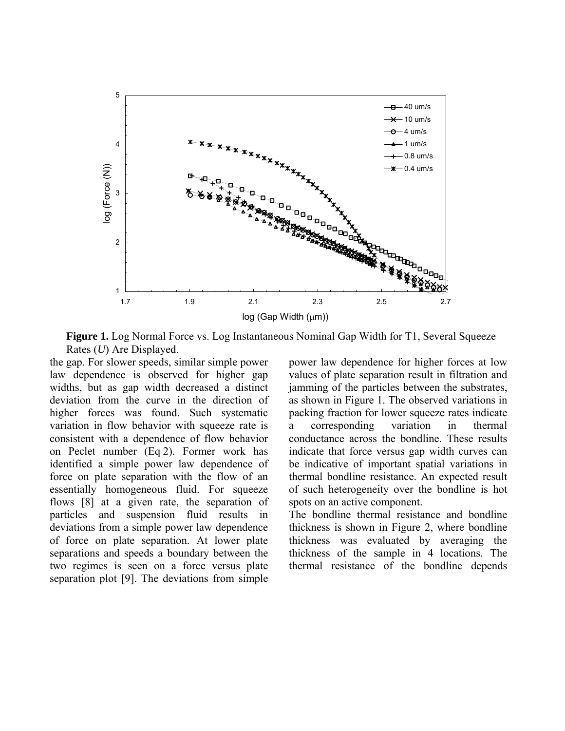**Figure 1.** Log Normal Force vs. Log Instantaneous Nominal Gap Width for T1, Several Squeeze Rates ($U$) Are Displayed.

the gap. For slower speeds, similar simple power law dependence is observed for higher gap widths, but as gap width decreased a distinct deviation from the curve in the direction of higher forces was found. Such systematic variation in flow behavior with squeeze rate is consistent with a dependence of flow behavior on Peclet number (Eq 2). Former work has identified a simple power law dependence of force on plate separation with the flow of an essentially homogeneous fluid. For squeeze flows [8] at a given rate, the separation of particles and suspension fluid results in deviations from a simple power law dependence of force on plate separation. At lower plate separations and speeds a boundary between the two regimes is seen on a force versus plate separation plot [9]. The deviations from simple power law dependence for higher forces at low values of plate separation result in filtration and jamming of the particles between the substrates, as shown in Figure 1. The observed variations in packing fraction for lower squeeze rates indicate a corresponding variation in thermal conductance across the bondline. These results indicate that force versus gap width curves can be indicative of important spatial variations in thermal bondline resistance. An expected result of such heterogeneity over the bondline is hot spots on an active component.

The bondline thermal resistance and bondline thickness is shown in Figure 2, where bondline thickness was evaluated by averaging the thickness of the sample in 4 locations. The thermal resistance of the bondline depends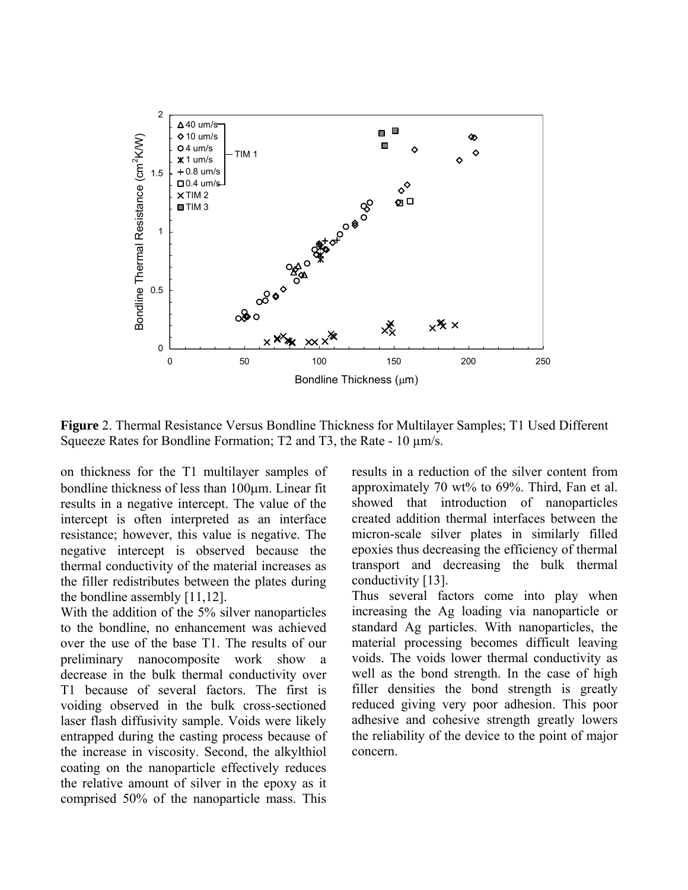**Figure** 2. Thermal Resistance Versus Bondline Thickness for Multilayer Samples; T1 Used Different Squeeze Rates for Bondline Formation; T2 and T3, the Rate - 10 μm/s.

on thickness for the T1 multilayer samples of bondline thickness of less than 100μm. Linear fit results in a negative intercept. The value of the intercept is often interpreted as an interface resistance; however, this value is negative. The negative intercept is observed because the thermal conductivity of the material increases as the filler redistributes between the plates during the bondline assembly [11,12].

With the addition of the 5% silver nanoparticles to the bondline, no enhancement was achieved over the use of the base T1. The results of our preliminary nanocomposite work show a decrease in the bulk thermal conductivity over T1 because of several factors. The first is voiding observed in the bulk cross-sectioned laser flash diffusivity sample. Voids were likely entrapped during the casting process because of the increase in viscosity. Second, the alkylthiol coating on the nanoparticle effectively reduces the relative amount of silver in the epoxy as it comprised 50% of the nanoparticle mass. This results in a reduction of the silver content from approximately 70 wt% to 69%. Third, Fan et al. showed that introduction of nanoparticles created addition thermal interfaces between the micron-scale silver plates in similarly filled epoxies thus decreasing the efficiency of thermal transport and decreasing the bulk thermal conductivity [13].

Thus several factors come into play when increasing the Ag loading via nanoparticle or standard Ag particles. With nanoparticles, the material processing becomes difficult leaving voids. The voids lower thermal conductivity as well as the bond strength. In the case of high filler densities the bond strength is greatly reduced giving very poor adhesion. This poor adhesive and cohesive strength greatly lowers the reliability of the device to the point of major concern.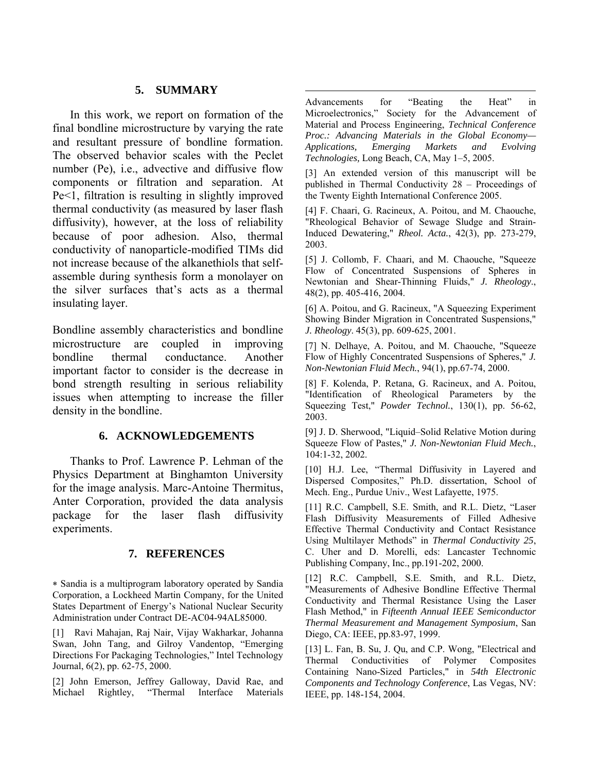## 5. SUMMARY

In this work, we report on formation of the final bondline microstructure by varying the rate and resultant pressure of bondline formation. The observed behavior scales with the Peclet number (Pe), i.e., advective and diffusive flow components or filtration and separation. At Pe<1, filtration is resulting in slightly improved thermal conductivity (as measured by laser flash diffusivity), however, at the loss of reliability because of poor adhesion. Also, thermal conductivity of nanoparticle-modified TIMs did not increase because of the alkanethiols that self-assemble during synthesis form a monolayer on the silver surfaces that's acts as a thermal insulating layer.

Bondline assembly characteristics and bondline microstructure are coupled in improving bondline thermal conductance. Another important factor to consider is the decrease in bond strength resulting in serious reliability issues when attempting to increase the filler density in the bondline.

## 6. ACKNOWLEDGEMENTS

Thanks to Prof. Lawrence P. Lehman of the Physics Department at Binghamton University for the image analysis. Marc-Antoine Thermitus, Anter Corporation, provided the data analysis package for the laser flash diffusivity experiments.

## 7. REFERENCES

∗ Sandia is a multiprogram laboratory operated by Sandia Corporation, a Lockheed Martin Company, for the United States Department of Energy's National Nuclear Security Administration under Contract DE-AC04-94AL85000.

[1] Ravi Mahajan, Raj Nair, Vijay Wakharkar, Johanna Swan, John Tang, and Gilroy Vandentop, "Emerging Directions For Packaging Technologies," Intel Technology Journal, 6(2), pp. 62-75, 2000.

[2] John Emerson, Jeffrey Galloway, David Rae, and Michael Rightley, "Thermal Interface Materials Advancements for "Beating the Heat" in Microelectronics," Society for the Advancement of Material and Process Engineering, *Technical Conference Proc.: Advancing Materials in the Global Economy—Applications, Emerging Markets and Evolving Technologies,* Long Beach, CA, May 1–5, 2005.

[3] An extended version of this manuscript will be published in Thermal Conductivity 28 – Proceedings of the Twenty Eighth International Conference 2005.

[4] F. Chaari, G. Racineux, A. Poitou, and M. Chaouche, "Rheological Behavior of Sewage Sludge and Strain-Induced Dewatering," *Rheol. Acta.*, 42(3), pp. 273-279, 2003.

[5] J. Collomb, F. Chaari, and M. Chaouche, "Squeeze Flow of Concentrated Suspensions of Spheres in Newtonian and Shear-Thinning Fluids," *J. Rheology*., 48(2), pp. 405-416, 2004.

[6] A. Poitou, and G. Racineux, "A Squeezing Experiment Showing Binder Migration in Concentrated Suspensions," *J. Rheology*. 45(3), pp. 609-625, 2001.

[7] N. Delhaye, A. Poitou, and M. Chaouche, "Squeeze Flow of Highly Concentrated Suspensions of Spheres," *J. Non-Newtonian Fluid Mech.*, 94(1), pp.67-74, 2000.

[8] F. Kolenda, P. Retana, G. Racineux, and A. Poitou, "Identification of Rheological Parameters by the Squeezing Test," *Powder Technol.*, 130(1), pp. 56-62, 2003.

[9] J. D. Sherwood, "Liquid–Solid Relative Motion during Squeeze Flow of Pastes," *J. Non-Newtonian Fluid Mech.*, 104:1-32, 2002.

[10] H.J. Lee, "Thermal Diffusivity in Layered and Dispersed Composites," Ph.D. dissertation, School of Mech. Eng., Purdue Univ., West Lafayette, 1975.

[11] R.C. Campbell, S.E. Smith, and R.L. Dietz, "Laser Flash Diffusivity Measurements of Filled Adhesive Effective Thermal Conductivity and Contact Resistance Using Multilayer Methods" in *Thermal Conductivity 25*, C. Uher and D. Morelli, eds: Lancaster Technomic Publishing Company, Inc., pp.191-202, 2000.

[12] R.C. Campbell, S.E. Smith, and R.L. Dietz, "Measurements of Adhesive Bondline Effective Thermal Conductivity and Thermal Resistance Using the Laser Flash Method," in *Fifteenth Annual IEEE Semiconductor Thermal Measurement and Management Symposium*, San Diego, CA: IEEE, pp.83-97, 1999.

[13] L. Fan, B. Su, J. Qu, and C.P. Wong, "Electrical and Thermal Conductivities of Polymer Composites Containing Nano-Sized Particles," in *54th Electronic Components and Technology Conference*, Las Vegas, NV: IEEE, pp. 148-154, 2004.